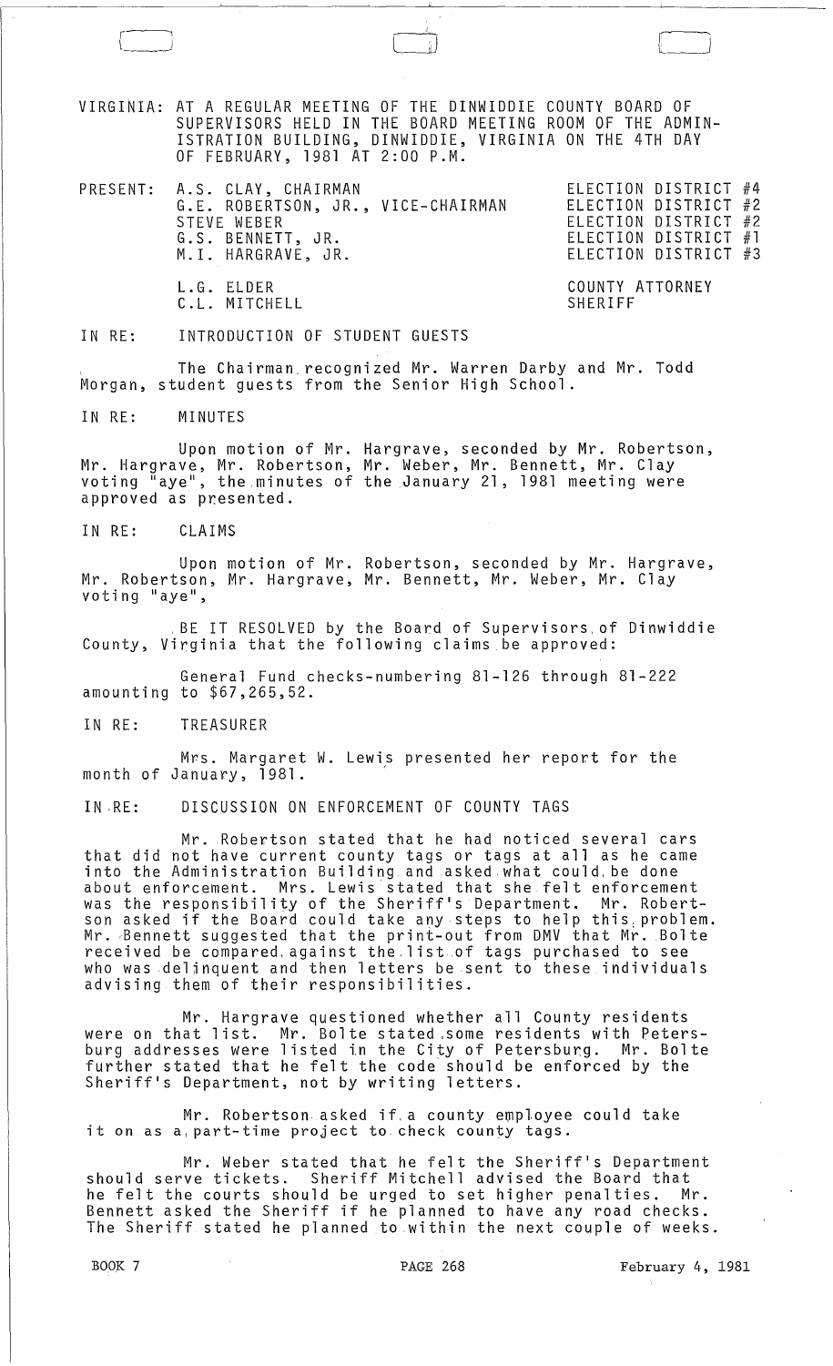VIRGINIA: AT A REGULAR MEETING OF THE DINWIDDIE COUNTY BOARD OF SUPERVISORS HELD IN THE BOARD MEETING ROOM OF THE ADMINISTRATION BUILDING, DINWIDDIE, VIRGINIA ON THE 4TH DAY OF FEBRUARY, 1981 AT 2:00 P.M.

| PRESENT: | | |
|---|---|---|
| | A.S. CLAY, CHAIRMAN | ELECTION DISTRICT #4 |
| | G.E. ROBERTSON, JR., VICE-CHAIRMAN | ELECTION DISTRICT #2 |
| | STEVE WEBER | ELECTION DISTRICT #2 |
| | G.S. BENNETT, JR. | ELECTION DISTRICT #1 |
| | M.I. HARGRAVE, JR. | ELECTION DISTRICT #3 |
| | L.G. ELDER | COUNTY ATTORNEY |
| | C.L. MITCHELL | SHERIFF |

IN RE: INTRODUCTION OF STUDENT GUESTS

The Chairman recognized Mr. Warren Darby and Mr. Todd Morgan, student guests from the Senior High School.

IN RE: MINUTES

Upon motion of Mr. Hargrave, seconded by Mr. Robertson, Mr. Hargrave, Mr. Robertson, Mr. Weber, Mr. Bennett, Mr. Clay voting "aye", the minutes of the January 21, 1981 meeting were approved as presented.

IN RE: CLAIMS

Upon motion of Mr. Robertson, seconded by Mr. Hargrave, Mr. Robertson, Mr. Hargrave, Mr. Bennett, Mr. Weber, Mr. Clay voting "aye",

BE IT RESOLVED by the Board of Supervisors of Dinwiddie County, Virginia that the following claims be approved:

General Fund checks-numbering 81-126 through 81-222 amounting to $67,265,52.

IN RE: TREASURER

Mrs. Margaret W. Lewis presented her report for the month of January, 1981.

IN RE: DISCUSSION ON ENFORCEMENT OF COUNTY TAGS

Mr. Robertson stated that he had noticed several cars that did not have current county tags or tags at all as he came into the Administration Building and asked what could be done about enforcement. Mrs. Lewis stated that she felt enforcement was the responsibility of the Sheriff's Department. Mr. Robertson asked if the Board could take any steps to help this problem. Mr. Bennett suggested that the print-out from DMV that Mr. Bolte received be compared against the list of tags purchased to see who was delinquent and then letters be sent to these individuals advising them of their responsibilities.

Mr. Hargrave questioned whether all County residents were on that list. Mr. Bolte stated some residents with Petersburg addresses were listed in the City of Petersburg. Mr. Bolte further stated that he felt the code should be enforced by the Sheriff's Department, not by writing letters.

Mr. Robertson asked if a county employee could take it on as a part-time project to check county tags.

Mr. Weber stated that he felt the Sheriff's Department should serve tickets. Sheriff Mitchell advised the Board that he felt the courts should be urged to set higher penalties. Mr. Bennett asked the Sheriff if he planned to have any road checks. The Sheriff stated he planned to within the next couple of weeks.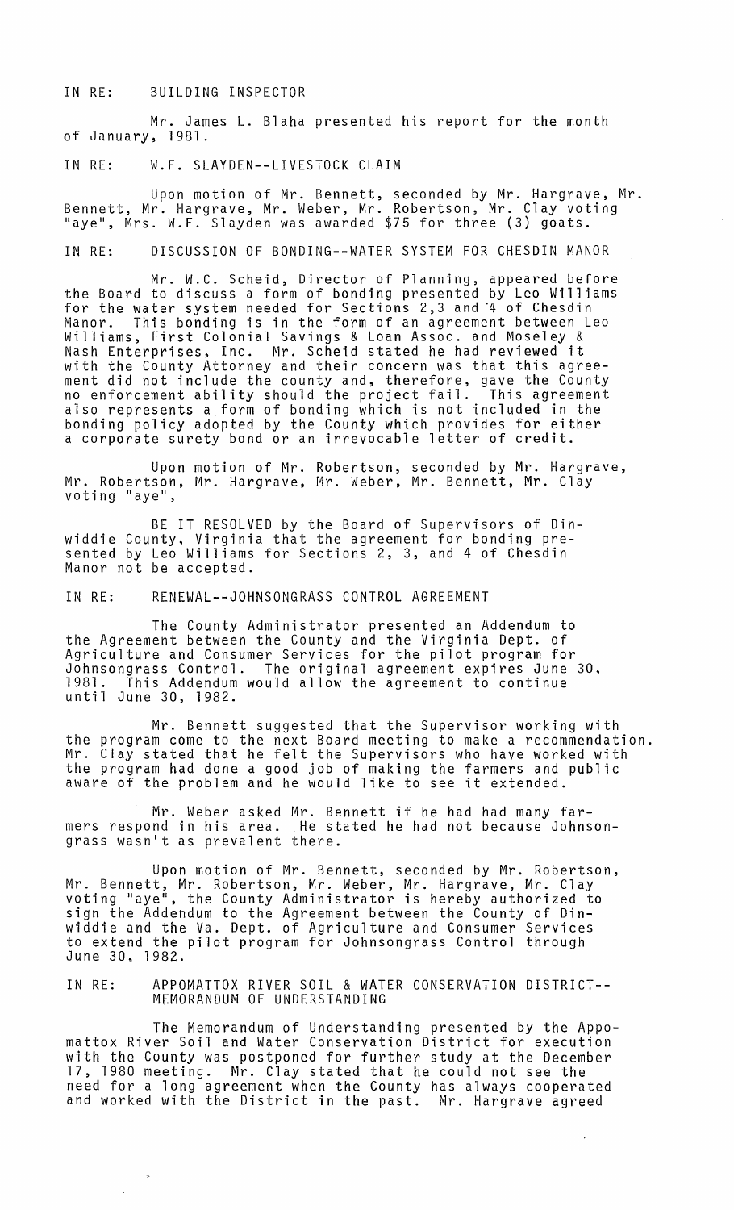IN RE: BUILDING INSPECTOR

Mr. James L. Blaha presented his report for the month of January, 1981.

IN RE: W.F. SLAYDEN--LIVESTOCK CLAIM

Upon motion of Mr. Bennett, seconded by Mr. Hargrave, Mr. Bennett, Mr. Hargrave, Mr. Weber, Mr. Robertson, Mr. Clay voting "aye", Mrs. W.F. Slayden was awarded $75 for three (3) goats.

IN RE: DISCUSSION OF BONDING--WATER SYSTEM FOR CHESDIN MANOR

Mr. W.C. Scheid, Director of Planning, appeared before the Board to discuss a form of bonding presented by Leo Williams for the water system needed for Sections 2,3 and 4 of Chesdin Manor. This bonding is in the form of an agreement between Leo Williams, First Colonial Savings & Loan Assoc. and Moseley & Nash Enterprises, Inc. Mr. Scheid stated he had reviewed it with the County Attorney and their concern was that this agreement did not include the county and, therefore, gave the County no enforcement ability should the project fail. This agreement also represents a form of bonding which is not included in the bonding policy adopted by the County which provides for either a corporate surety bond or an irrevocable letter of credit.

Upon motion of Mr. Robertson, seconded by Mr. Hargrave, Mr. Robertson, Mr. Hargrave, Mr. Weber, Mr. Bennett, Mr. Clay voting "aye",

BE IT RESOLVED by the Board of Supervisors of Dinwiddie County, Virginia that the agreement for bonding presented by Leo Williams for Sections 2, 3, and 4 of Chesdin Manor not be accepted.

IN RE: RENEWAL--JOHNSONGRASS CONTROL AGREEMENT

The County Administrator presented an Addendum to the Agreement between the County and the Virginia Dept. of Agriculture and Consumer Services for the pilot program for Johnsongrass Control. The original agreement expires June 30, 1981. This Addendum would allow the agreement to continue until June 30, 1982.

Mr. Bennett suggested that the Supervisor working with the program come to the next Board meeting to make a recommendation. Mr. Clay stated that he felt the Supervisors who have worked with the program had done a good job of making the farmers and public aware of the problem and he would like to see it extended.

Mr. Weber asked Mr. Bennett if he had had many farmers respond in his area. He stated he had not because Johnsongrass wasn't as prevalent there.

Upon motion of Mr. Bennett, seconded by Mr. Robertson, Mr. Bennett, Mr. Robertson, Mr. Weber, Mr. Hargrave, Mr. Clay voting "aye", the County Administrator is hereby authorized to sign the Addendum to the Agreement between the County of Dinwiddie and the Va. Dept. of Agriculture and Consumer Services to extend the pilot program for Johnsongrass Control through June 30, 1982.

IN RE: APPOMATTOX RIVER SOIL & WATER CONSERVATION DISTRICT--MEMORANDUM OF UNDERSTANDING

The Memorandum of Understanding presented by the Appomattox River Soil and Water Conservation District for execution with the County was postponed for further study at the December 17, 1980 meeting. Mr. Clay stated that he could not see the need for a long agreement when the County has always cooperated and worked with the District in the past. Mr. Hargrave agreed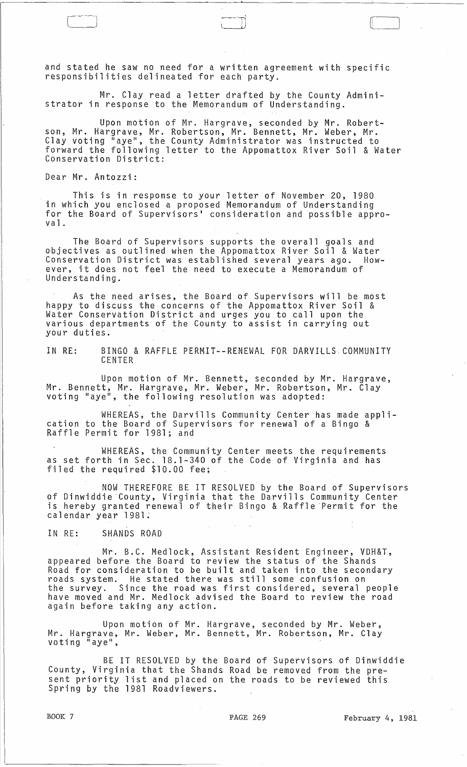and stated he saw no need for a written agreement with specific responsibilities delineated for each party.

Mr. Clay read a letter drafted by the County Administrator in response to the Memorandum of Understanding.

Upon motion of Mr. Hargrave, seconded by Mr. Robertson, Mr. Hargrave, Mr. Robertson, Mr. Bennett, Mr. Weber, Mr. Clay voting "aye", the County Administrator was instructed to forward the following letter to the Appomattox River Soil & Water Conservation District:

Dear Mr. Antozzi:

This is in response to your letter of November 20, 1980 in which you enclosed a proposed Memorandum of Understanding for the Board of Supervisors' consideration and possible approval.

The Board of Supervisors supports the overall goals and objectives as outlined when the Appomattox River Soil & Water Conservation District was established several years ago. However, it does not feel the need to execute a Memorandum of Understanding.

As the need arises, the Board of Supervisors will be most happy to discuss the concerns of the Appomattox River Soil & Water Conservation District and urges you to call upon the various departments of the County to assist in carrying out your duties.

IN RE: BINGO & RAFFLE PERMIT--RENEWAL FOR DARVILLS COMMUNITY CENTER

Upon motion of Mr. Bennett, seconded by Mr. Hargrave, Mr. Bennett, Mr. Hargrave, Mr. Weber, Mr. Robertson, Mr. Clay voting "aye", the following resolution was adopted:

WHEREAS, the Darvills Community Center has made application to the Board of Supervisors for renewal of a Bingo & Raffle Permit for 1981; and

WHEREAS, the Community Center meets the requirements as set forth in Sec. 18.1-340 of the Code of Virginia and has filed the required $10.00 fee;

NOW THEREFORE BE IT RESOLVED by the Board of Supervisors of Dinwiddie County, Virginia that the Darvills Community Center is hereby granted renewal of their Bingo & Raffle Permit for the calendar year 1981.

IN RE: SHANDS ROAD

Mr. B.C. Medlock, Assistant Resident Engineer, VDH&T, appeared before the Board to review the status of the Shands Road for consideration to be built and taken into the secondary roads system. He stated there was still some confusion on the survey. Since the road was first considered, several people have moved and Mr. Medlock advised the Board to review the road again before taking any action.

Upon motion of Mr. Hargrave, seconded by Mr. Weber, Mr. Hargrave, Mr. Weber, Mr. Bennett, Mr. Robertson, Mr. Clay voting "aye",

BE IT RESOLVED by the Board of Supervisors of Dinwiddie County, Virginia that the Shands Road be removed from the present priority list and placed on the roads to be reviewed this Spring by the 1981 Roadviewers.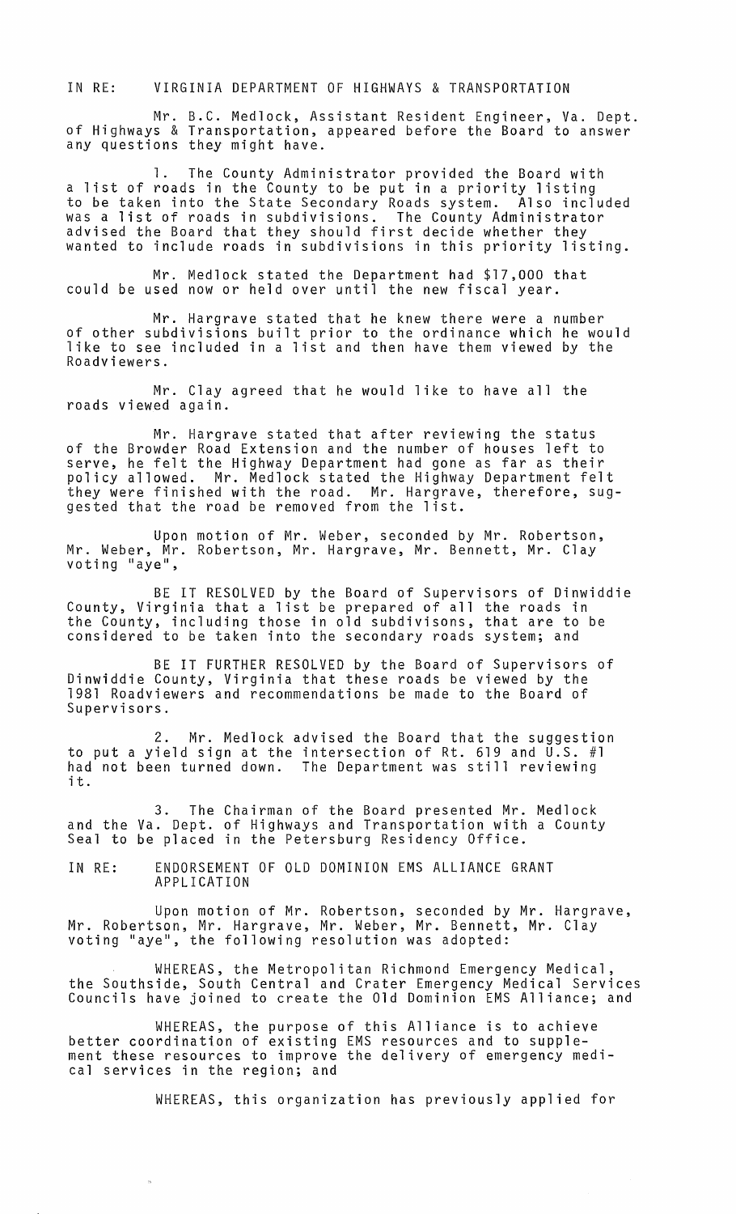IN RE: VIRGINIA DEPARTMENT OF HIGHWAYS & TRANSPORTATION

Mr. B.C. Medlock, Assistant Resident Engineer, Va. Dept. of Highways & Transportation, appeared before the Board to answer any questions they might have.

1. The County Administrator provided the Board with a list of roads in the County to be put in a priority listing to be taken into the State Secondary Roads system. Also included was a list of roads in subdivisions. The County Administrator advised the Board that they should first decide whether they wanted to include roads in subdivisions in this priority listing.

Mr. Medlock stated the Department had $17,000 that could be used now or held over until the new fiscal year.

Mr. Hargrave stated that he knew there were a number of other subdivisions built prior to the ordinance which he would like to see included in a list and then have them viewed by the Roadviewers.

Mr. Clay agreed that he would like to have all the roads viewed again.

Mr. Hargrave stated that after reviewing the status of the Browder Road Extension and the number of houses left to serve, he felt the Highway Department had gone as far as their policy allowed. Mr. Medlock stated the Highway Department felt they were finished with the road. Mr. Hargrave, therefore, suggested that the road be removed from the list.

Upon motion of Mr. Weber, seconded by Mr. Robertson, Mr. Weber, Mr. Robertson, Mr. Hargrave, Mr. Bennett, Mr. Clay voting "aye",

BE IT RESOLVED by the Board of Supervisors of Dinwiddie County, Virginia that a list be prepared of all the roads in the County, including those in old subdivisons, that are to be considered to be taken into the secondary roads system; and

BE IT FURTHER RESOLVED by the Board of Supervisors of Dinwiddie County, Virginia that these roads be viewed by the 1981 Roadviewers and recommendations be made to the Board of Supervisors.

2. Mr. Medlock advised the Board that the suggestion to put a yield sign at the intersection of Rt. 619 and U.S. #1 had not been turned down. The Department was still reviewing it.

3. The Chairman of the Board presented Mr. Medlock and the Va. Dept. of Highways and Transportation with a County Seal to be placed in the Petersburg Residency Office.

IN RE: ENDORSEMENT OF OLD DOMINION EMS ALLIANCE GRANT APPLICATION

Upon motion of Mr. Robertson, seconded by Mr. Hargrave, Mr. Robertson, Mr. Hargrave, Mr. Weber, Mr. Bennett, Mr. Clay voting "aye", the following resolution was adopted:

WHEREAS, the Metropolitan Richmond Emergency Medical, the Southside, South Central and Crater Emergency Medical Services Councils have joined to create the Old Dominion EMS Alliance; and

WHEREAS, the purpose of this Alliance is to achieve better coordination of existing EMS resources and to supplement these resources to improve the delivery of emergency medical services in the region; and

WHEREAS, this organization has previously applied for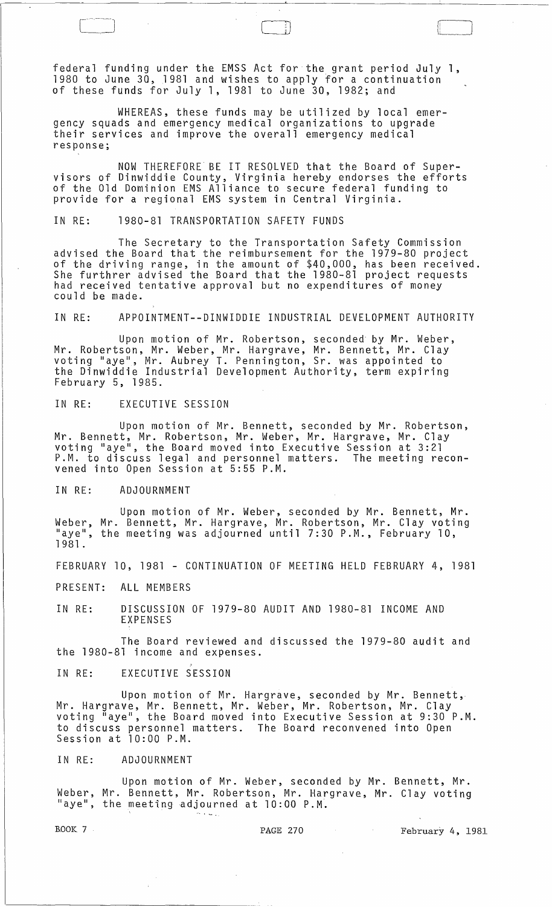federal funding under the EMSS Act for the grant period July 1, 1980 to June 30, 1981 and wishes to apply for a continuation of these funds for July 1, 1981 to June 30, 1982; and

WHEREAS, these funds may be utilized by local emergency squads and emergency medical organizations to upgrade their services and improve the overall emergency medical response;

NOW THEREFORE BE IT RESOLVED that the Board of Supervisors of Dinwiddie County, Virginia hereby endorses the efforts of the Old Dominion EMS Alliance to secure federal funding to provide for a regional EMS system in Central Virginia.

IN RE: 1980-81 TRANSPORTATION SAFETY FUNDS

The Secretary to the Transportation Safety Commission advised the Board that the reimbursement for the 1979-80 project of the driving range, in the amount of $40,000, has been received. She furthrer advised the Board that the 1980-81 project requests had received tentative approval but no expenditures of money could be made.

IN RE: APPOINTMENT--DINWIDDIE INDUSTRIAL DEVELOPMENT AUTHORITY

Upon motion of Mr. Robertson, seconded by Mr. Weber, Mr. Robertson, Mr. Weber, Mr. Hargrave, Mr. Bennett, Mr. Clay voting "aye", Mr. Aubrey T. Pennington, Sr. was appointed to the Dinwiddie Industrial Development Authority, term expiring February 5, 1985.

IN RE: EXECUTIVE SESSION

Upon motion of Mr. Bennett, seconded by Mr. Robertson, Mr. Bennett, Mr. Robertson, Mr. Weber, Mr. Hargrave, Mr. Clay voting "aye", the Board moved into Executive Session at 3:21 P.M. to discuss legal and personnel matters. The meeting reconvened into Open Session at 5:55 P.M.

IN RE: ADJOURNMENT

Upon motion of Mr. Weber, seconded by Mr. Bennett, Mr. Weber, Mr. Bennett, Mr. Hargrave, Mr. Robertson, Mr. Clay voting "aye", the meeting was adjourned until 7:30 P.M., February 10, 1981.

FEBRUARY 10, 1981 - CONTINUATION OF MEETING HELD FEBRUARY 4, 1981

PRESENT: ALL MEMBERS

IN RE: DISCUSSION OF 1979-80 AUDIT AND 1980-81 INCOME AND EXPENSES

The Board reviewed and discussed the 1979-80 audit and the 1980-81 income and expenses.

IN RE: EXECUTIVE SESSION

Upon motion of Mr. Hargrave, seconded by Mr. Bennett, Mr. Hargrave, Mr. Bennett, Mr. Weber, Mr. Robertson, Mr. Clay voting "aye", the Board moved into Executive Session at 9:30 P.M. to discuss personnel matters. The Board reconvened into Open Session at 10:00 P.M.

IN RE: ADJOURNMENT

Upon motion of Mr. Weber, seconded by Mr. Bennett, Mr. Weber, Mr. Bennett, Mr. Robertson, Mr. Hargrave, Mr. Clay voting "aye", the meeting adjourned at 10:00 P.M.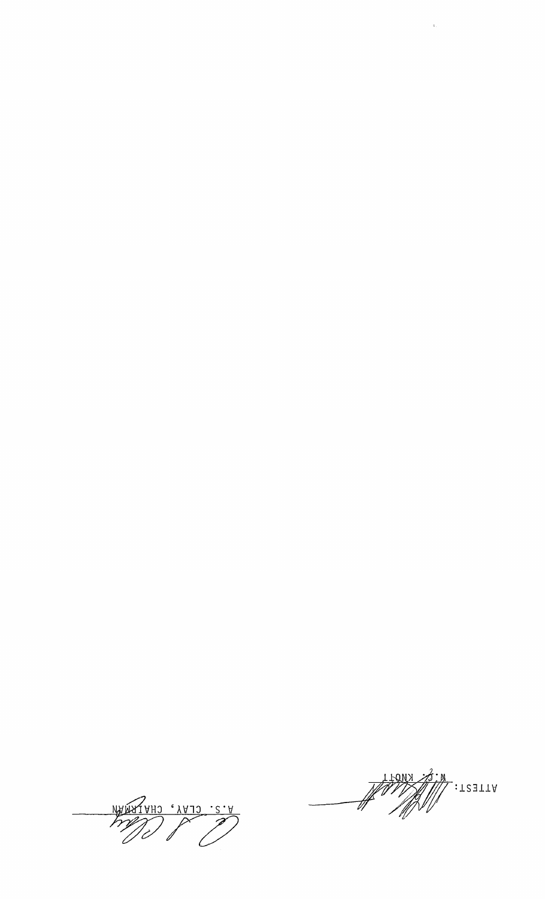A.S. CLAY, CHAIRMAN

ATTEST: W.C. KNOTT